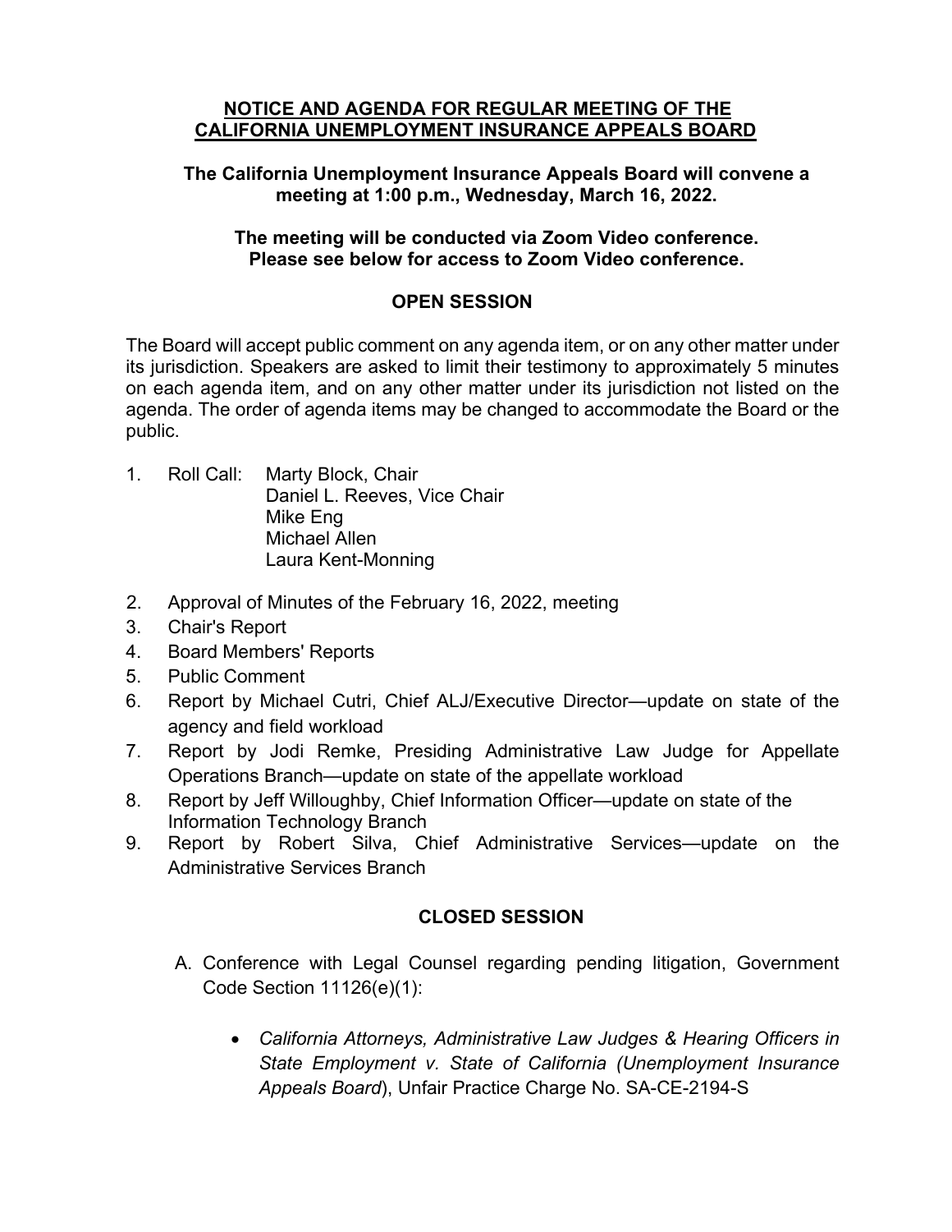# NOTICE AND AGENDA FOR REGULAR MEETING OF THE CALIFORNIA UNEMPLOYMENT INSURANCE APPEALS BOARD

**The California Unemployment Insurance Appeals Board will convene a meeting at 1:00 p.m., Wednesday, March 16, 2022.**

**The meeting will be conducted via Zoom Video conference. Please see below for access to Zoom Video conference.**

## OPEN SESSION

The Board will accept public comment on any agenda item, or on any other matter under its jurisdiction. Speakers are asked to limit their testimony to approximately 5 minutes on each agenda item, and on any other matter under its jurisdiction not listed on the agenda. The order of agenda items may be changed to accommodate the Board or the public.

1. Roll Call: Marty Block, Chair
   Daniel L. Reeves, Vice Chair
   Mike Eng
   Michael Allen
   Laura Kent-Monning
2. Approval of Minutes of the February 16, 2022, meeting
3. Chair's Report
4. Board Members' Reports
5. Public Comment
6. Report by Michael Cutri, Chief ALJ/Executive Director—update on state of the agency and field workload
7. Report by Jodi Remke, Presiding Administrative Law Judge for Appellate Operations Branch—update on state of the appellate workload
8. Report by Jeff Willoughby, Chief Information Officer—update on state of the Information Technology Branch
9. Report by Robert Silva, Chief Administrative Services—update on the Administrative Services Branch

## CLOSED SESSION

A. Conference with Legal Counsel regarding pending litigation, Government Code Section 11126(e)(1):

- *California Attorneys, Administrative Law Judges & Hearing Officers in State Employment v. State of California (Unemployment Insurance Appeals Board*), Unfair Practice Charge No. SA-CE-2194-S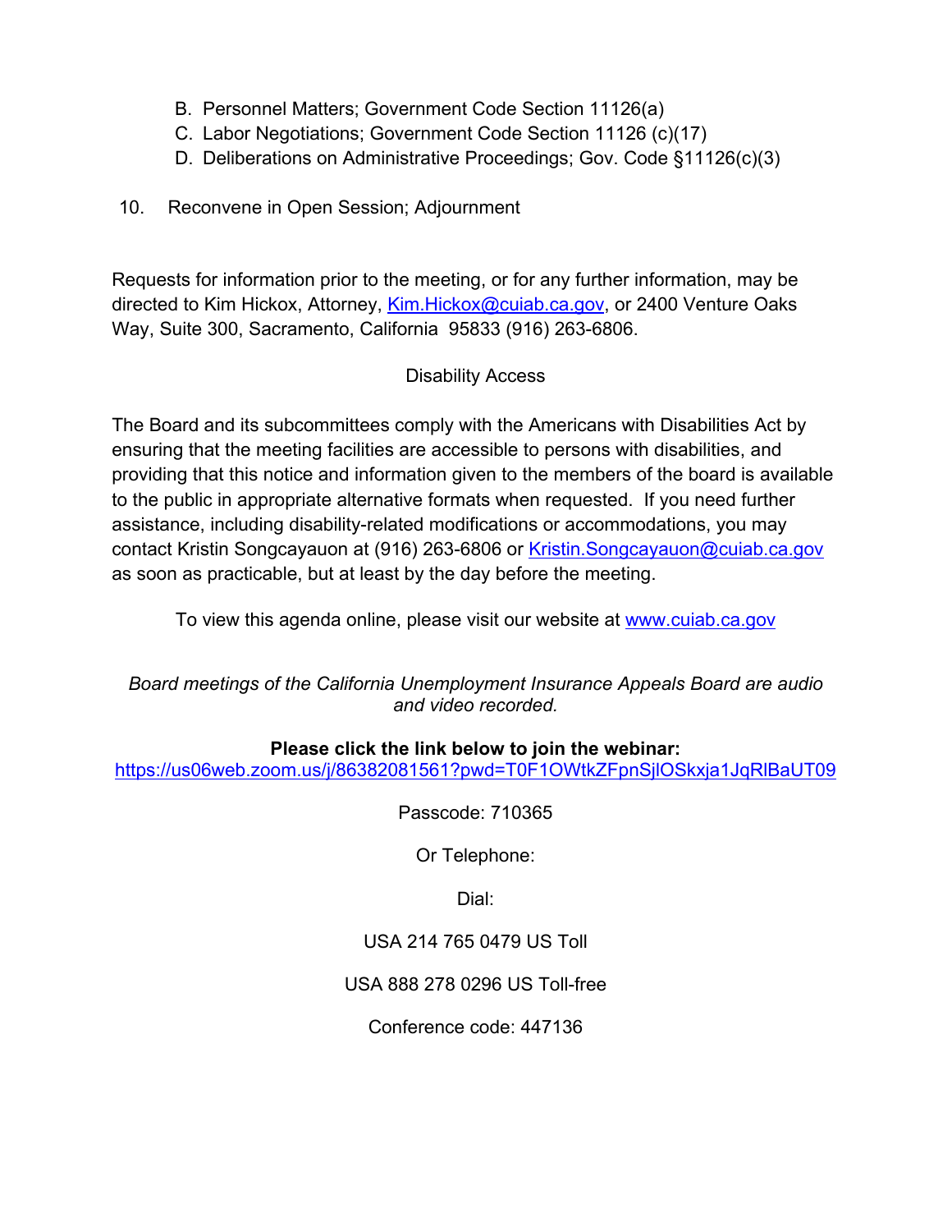B. Personnel Matters; Government Code Section 11126(a)
C. Labor Negotiations; Government Code Section 11126 (c)(17)
D. Deliberations on Administrative Proceedings; Gov. Code §11126(c)(3)

10. Reconvene in Open Session; Adjournment

Requests for information prior to the meeting, or for any further information, may be directed to Kim Hickox, Attorney, Kim.Hickox@cuiab.ca.gov, or 2400 Venture Oaks Way, Suite 300, Sacramento, California 95833 (916) 263-6806.

Disability Access

The Board and its subcommittees comply with the Americans with Disabilities Act by ensuring that the meeting facilities are accessible to persons with disabilities, and providing that this notice and information given to the members of the board is available to the public in appropriate alternative formats when requested. If you need further assistance, including disability-related modifications or accommodations, you may contact Kristin Songcayauon at (916) 263-6806 or Kristin.Songcayauon@cuiab.ca.gov as soon as practicable, but at least by the day before the meeting.

To view this agenda online, please visit our website at www.cuiab.ca.gov

*Board meetings of the California Unemployment Insurance Appeals Board are audio and video recorded.*

**Please click the link below to join the webinar:**
https://us06web.zoom.us/j/86382081561?pwd=T0F1OWtkZFpnSjlOSkxja1JqRlBaUT09

Passcode: 710365

Or Telephone:

Dial:

USA 214 765 0479 US Toll

USA 888 278 0296 US Toll-free

Conference code: 447136